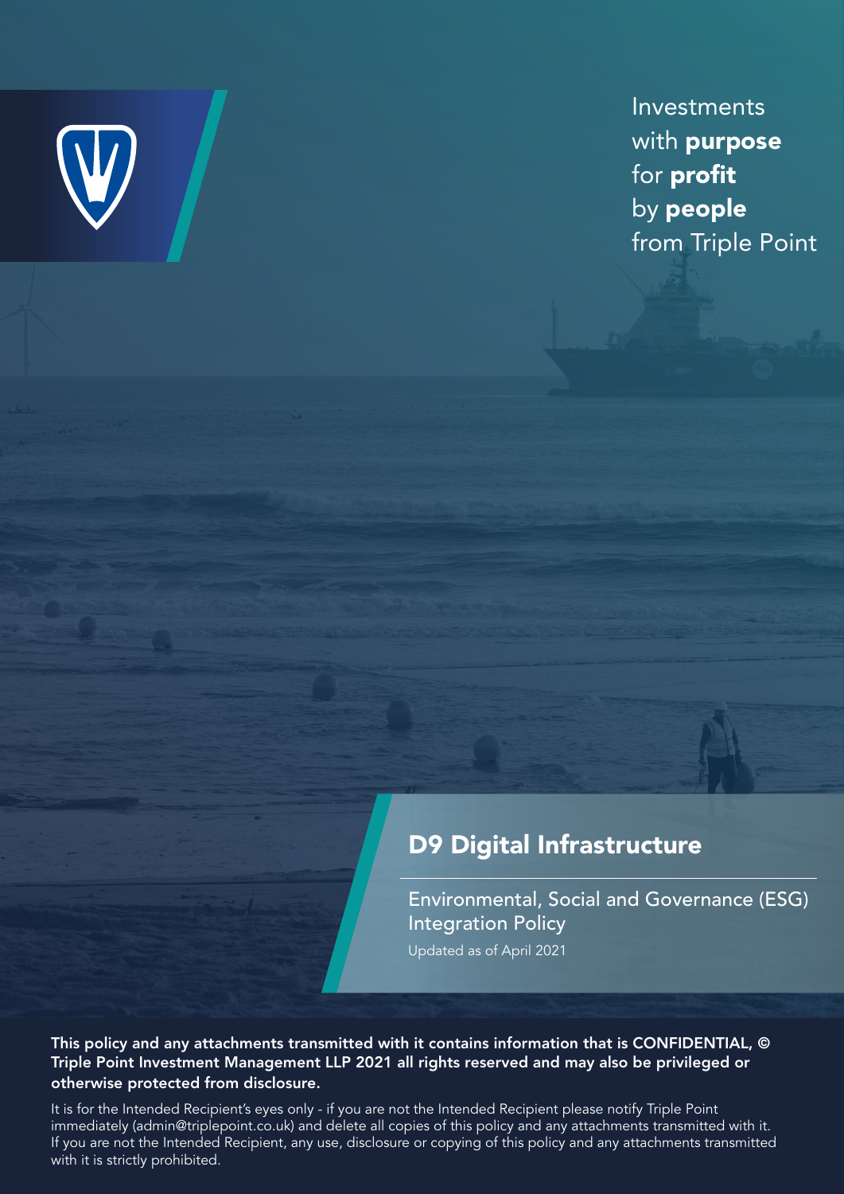Investments
with **purpose**
for **profit**
by **people**
from Triple Point

# D9 Digital Infrastructure

## Environmental, Social and Governance (ESG) Integration Policy

Updated as of April 2021

**This policy and any attachments transmitted with it contains information that is CONFIDENTIAL, © Triple Point Investment Management LLP 2021 all rights reserved and may also be privileged or otherwise protected from disclosure.**

It is for the Intended Recipient's eyes only - if you are not the Intended Recipient please notify Triple Point immediately (admin@triplepoint.co.uk) and delete all copies of this policy and any attachments transmitted with it. If you are not the Intended Recipient, any use, disclosure or copying of this policy and any attachments transmitted with it is strictly prohibited.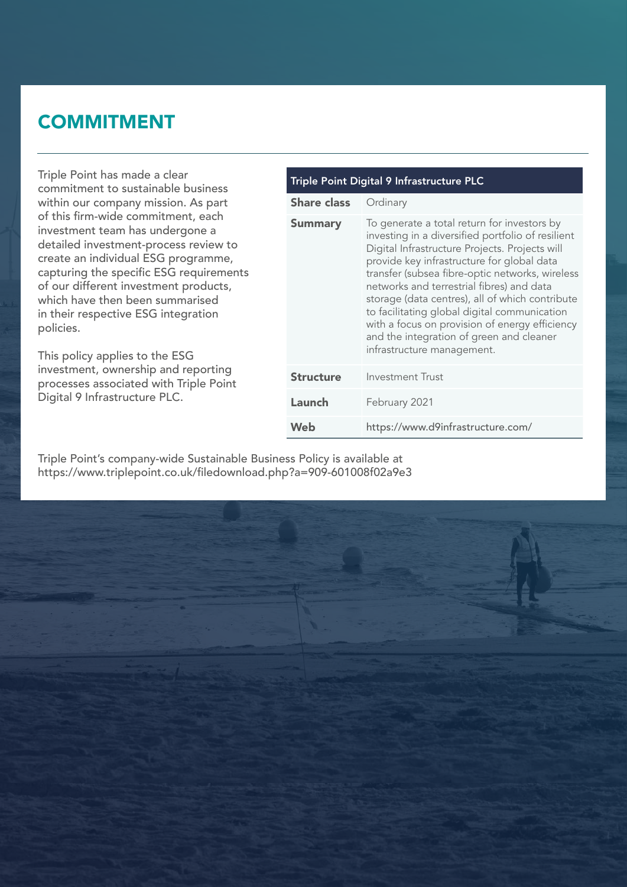# COMMITMENT

Triple Point has made a clear commitment to sustainable business within our company mission. As part of this firm-wide commitment, each investment team has undergone a detailed investment-process review to create an individual ESG programme, capturing the specific ESG requirements of our different investment products, which have then been summarised in their respective ESG integration policies.

This policy applies to the ESG investment, ownership and reporting processes associated with Triple Point Digital 9 Infrastructure PLC.

| Triple Point Digital 9 Infrastructure PLC | |
|---|---|
| **Share class** | Ordinary |
| **Summary** | To generate a total return for investors by investing in a diversified portfolio of resilient Digital Infrastructure Projects. Projects will provide key infrastructure for global data transfer (subsea fibre-optic networks, wireless networks and terrestrial fibres) and data storage (data centres), all of which contribute to facilitating global digital communication with a focus on provision of energy efficiency and the integration of green and cleaner infrastructure management. |
| **Structure** | Investment Trust |
| **Launch** | February 2021 |
| **Web** | https://www.d9infrastructure.com/ |

Triple Point's company-wide Sustainable Business Policy is available at https://www.triplepoint.co.uk/filedownload.php?a=909-601008f02a9e3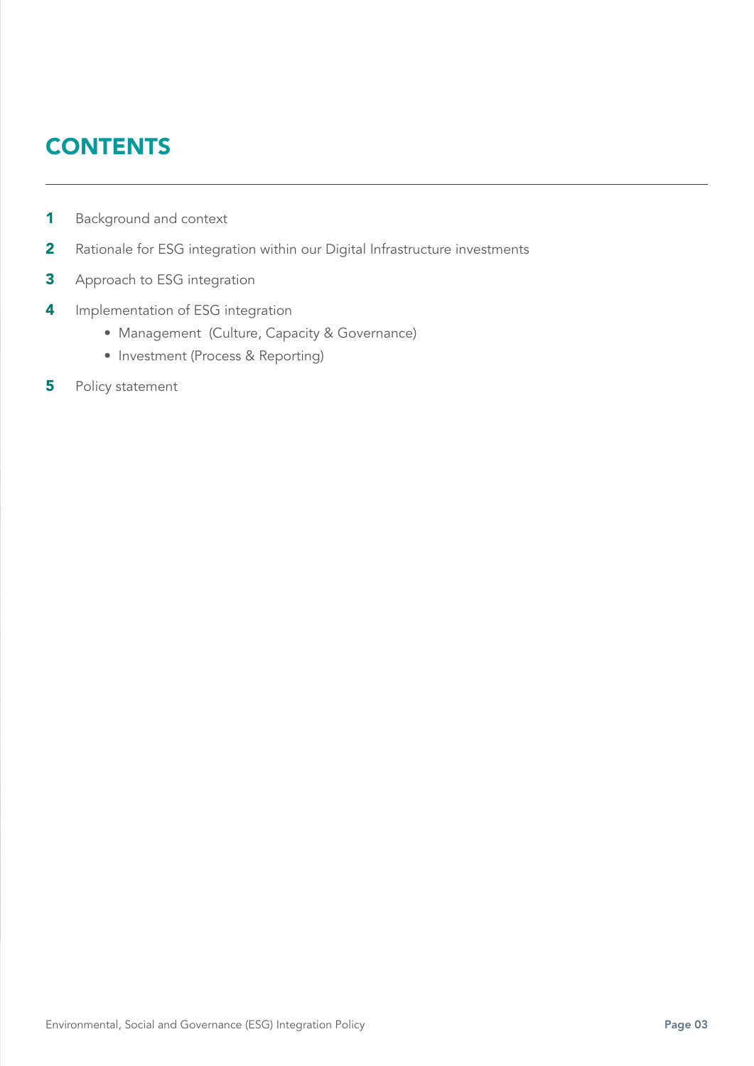# CONTENTS

1. Background and context
2. Rationale for ESG integration within our Digital Infrastructure investments
3. Approach to ESG integration
4. Implementation of ESG integration
   - Management (Culture, Capacity & Governance)
   - Investment (Process & Reporting)
5. Policy statement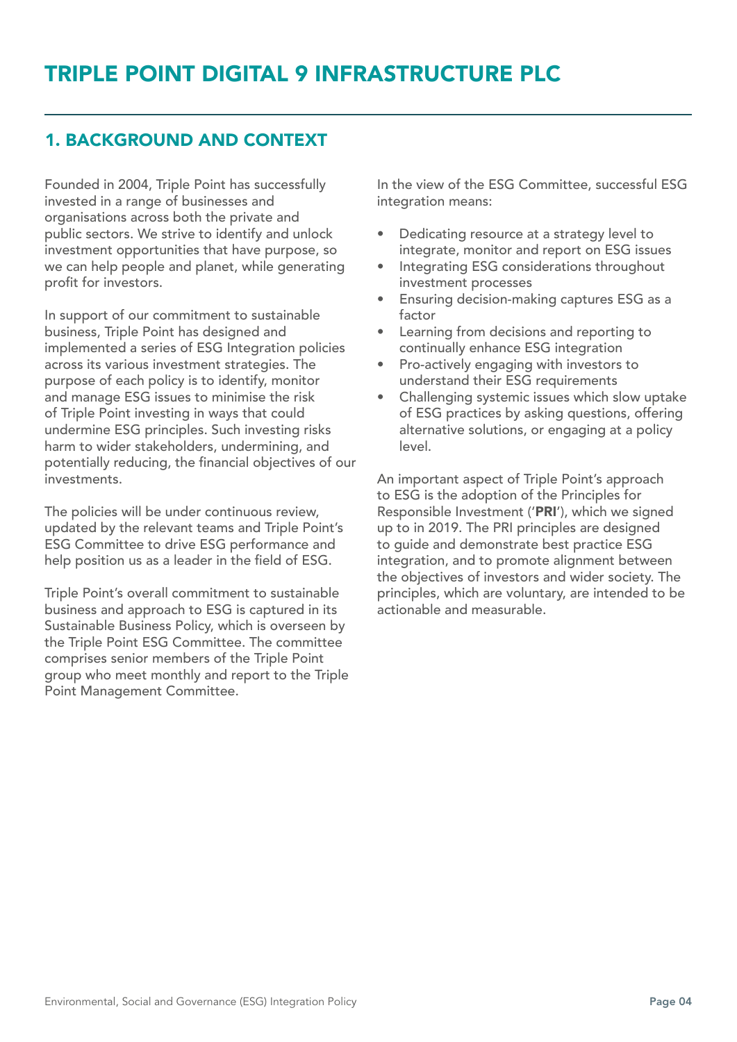# TRIPLE POINT DIGITAL 9 INFRASTRUCTURE PLC

## 1. BACKGROUND AND CONTEXT

Founded in 2004, Triple Point has successfully invested in a range of businesses and organisations across both the private and public sectors. We strive to identify and unlock investment opportunities that have purpose, so we can help people and planet, while generating profit for investors.

In support of our commitment to sustainable business, Triple Point has designed and implemented a series of ESG Integration policies across its various investment strategies. The purpose of each policy is to identify, monitor and manage ESG issues to minimise the risk of Triple Point investing in ways that could undermine ESG principles. Such investing risks harm to wider stakeholders, undermining, and potentially reducing, the financial objectives of our investments.

The policies will be under continuous review, updated by the relevant teams and Triple Point's ESG Committee to drive ESG performance and help position us as a leader in the field of ESG.

Triple Point's overall commitment to sustainable business and approach to ESG is captured in its Sustainable Business Policy, which is overseen by the Triple Point ESG Committee. The committee comprises senior members of the Triple Point group who meet monthly and report to the Triple Point Management Committee.

In the view of the ESG Committee, successful ESG integration means:

- Dedicating resource at a strategy level to integrate, monitor and report on ESG issues
- Integrating ESG considerations throughout investment processes
- Ensuring decision-making captures ESG as a factor
- Learning from decisions and reporting to continually enhance ESG integration
- Pro-actively engaging with investors to understand their ESG requirements
- Challenging systemic issues which slow uptake of ESG practices by asking questions, offering alternative solutions, or engaging at a policy level.

An important aspect of Triple Point's approach to ESG is the adoption of the Principles for Responsible Investment ('**PRI**'), which we signed up to in 2019. The PRI principles are designed to guide and demonstrate best practice ESG integration, and to promote alignment between the objectives of investors and wider society. The principles, which are voluntary, are intended to be actionable and measurable.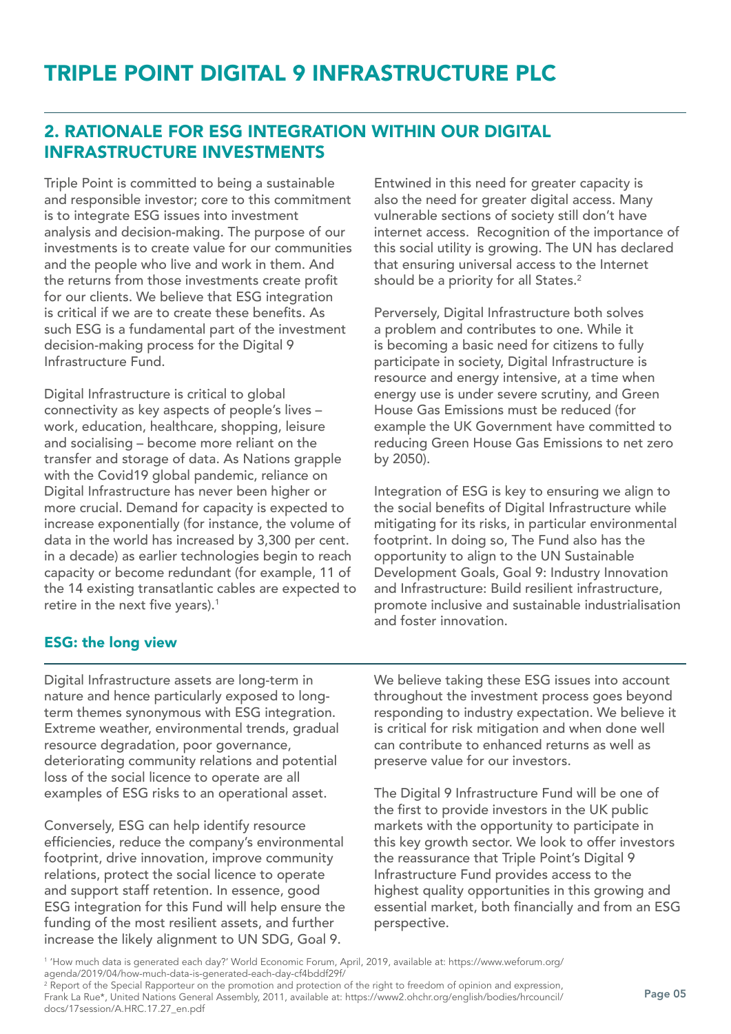# TRIPLE POINT DIGITAL 9 INFRASTRUCTURE PLC

## 2. RATIONALE FOR ESG INTEGRATION WITHIN OUR DIGITAL INFRASTRUCTURE INVESTMENTS

Triple Point is committed to being a sustainable and responsible investor; core to this commitment is to integrate ESG issues into investment analysis and decision-making. The purpose of our investments is to create value for our communities and the people who live and work in them. And the returns from those investments create profit for our clients. We believe that ESG integration is critical if we are to create these benefits. As such ESG is a fundamental part of the investment decision-making process for the Digital 9 Infrastructure Fund.

Digital Infrastructure is critical to global connectivity as key aspects of people's lives – work, education, healthcare, shopping, leisure and socialising – become more reliant on the transfer and storage of data. As Nations grapple with the Covid19 global pandemic, reliance on Digital Infrastructure has never been higher or more crucial. Demand for capacity is expected to increase exponentially (for instance, the volume of data in the world has increased by 3,300 per cent. in a decade) as earlier technologies begin to reach capacity or become redundant (for example, 11 of the 14 existing transatlantic cables are expected to retire in the next five years).[1]

Entwined in this need for greater capacity is also the need for greater digital access. Many vulnerable sections of society still don't have internet access. Recognition of the importance of this social utility is growing. The UN has declared that ensuring universal access to the Internet should be a priority for all States.[2]

Perversely, Digital Infrastructure both solves a problem and contributes to one. While it is becoming a basic need for citizens to fully participate in society, Digital Infrastructure is resource and energy intensive, at a time when energy use is under severe scrutiny, and Green House Gas Emissions must be reduced (for example the UK Government have committed to reducing Green House Gas Emissions to net zero by 2050).

Integration of ESG is key to ensuring we align to the social benefits of Digital Infrastructure while mitigating for its risks, in particular environmental footprint. In doing so, The Fund also has the opportunity to align to the UN Sustainable Development Goals, Goal 9: Industry Innovation and Infrastructure: Build resilient infrastructure, promote inclusive and sustainable industrialisation and foster innovation.

### ESG: the long view

Digital Infrastructure assets are long-term in nature and hence particularly exposed to long-term themes synonymous with ESG integration. Extreme weather, environmental trends, gradual resource degradation, poor governance, deteriorating community relations and potential loss of the social licence to operate are all examples of ESG risks to an operational asset.

Conversely, ESG can help identify resource efficiencies, reduce the company's environmental footprint, drive innovation, improve community relations, protect the social licence to operate and support staff retention. In essence, good ESG integration for this Fund will help ensure the funding of the most resilient assets, and further increase the likely alignment to UN SDG, Goal 9.

We believe taking these ESG issues into account throughout the investment process goes beyond responding to industry expectation. We believe it is critical for risk mitigation and when done well can contribute to enhanced returns as well as preserve value for our investors.

The Digital 9 Infrastructure Fund will be one of the first to provide investors in the UK public markets with the opportunity to participate in this key growth sector. We look to offer investors the reassurance that Triple Point's Digital 9 Infrastructure Fund provides access to the highest quality opportunities in this growing and essential market, both financially and from an ESG perspective.

[1] 'How much data is generated each day?' World Economic Forum, April, 2019, available at: https://www.weforum.org/agenda/2019/04/how-much-data-is-generated-each-day-cf4bddf29f/

[2] Report of the Special Rapporteur on the promotion and protection of the right to freedom of opinion and expression, Frank La Rue*, United Nations General Assembly, 2011, available at: https://www2.ohchr.org/english/bodies/hrcouncil/docs/17session/A.HRC.17.27_en.pdf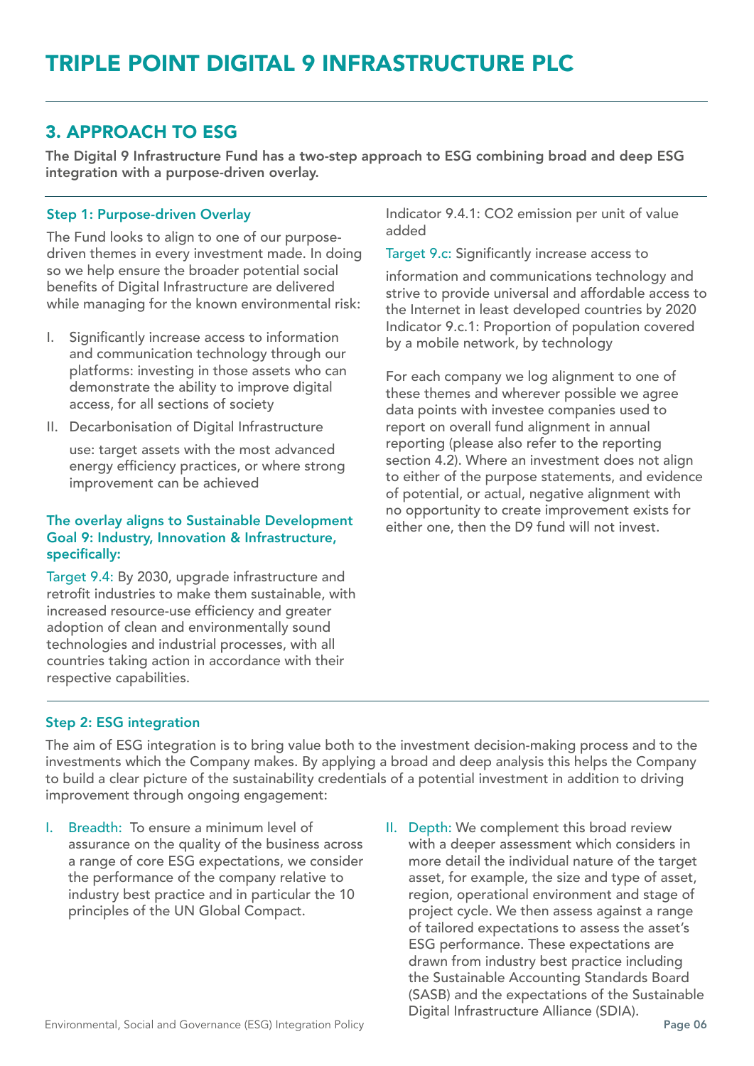## 3. APPROACH TO ESG

**The Digital 9 Infrastructure Fund has a two-step approach to ESG combining broad and deep ESG integration with a purpose-driven overlay.**

### Step 1: Purpose-driven Overlay

The Fund looks to align to one of our purpose-driven themes in every investment made. In doing so we help ensure the broader potential social benefits of Digital Infrastructure are delivered while managing for the known environmental risk:

I. Significantly increase access to information and communication technology through our platforms: investing in those assets who can demonstrate the ability to improve digital access, for all sections of society

II. Decarbonisation of Digital Infrastructure use: target assets with the most advanced energy efficiency practices, or where strong improvement can be achieved

**The overlay aligns to Sustainable Development Goal 9: Industry, Innovation & Infrastructure, specifically:**

Target 9.4: By 2030, upgrade infrastructure and retrofit industries to make them sustainable, with increased resource-use efficiency and greater adoption of clean and environmentally sound technologies and industrial processes, with all countries taking action in accordance with their respective capabilities.

Indicator 9.4.1: $CO_2$ emission per unit of value added

Target 9.c: Significantly increase access to information and communications technology and strive to provide universal and affordable access to the Internet in least developed countries by 2020 Indicator 9.c.1: Proportion of population covered by a mobile network, by technology

For each company we log alignment to one of these themes and wherever possible we agree data points with investee companies used to report on overall fund alignment in annual reporting (please also refer to the reporting section 4.2). Where an investment does not align to either of the purpose statements, and evidence of potential, or actual, negative alignment with no opportunity to create improvement exists for either one, then the D9 fund will not invest.

### Step 2: ESG integration

The aim of ESG integration is to bring value both to the investment decision-making process and to the investments which the Company makes. By applying a broad and deep analysis this helps the Company to build a clear picture of the sustainability credentials of a potential investment in addition to driving improvement through ongoing engagement:

I. Breadth: To ensure a minimum level of assurance on the quality of the business across a range of core ESG expectations, we consider the performance of the company relative to industry best practice and in particular the 10 principles of the UN Global Compact.

II. Depth: We complement this broad review with a deeper assessment which considers in more detail the individual nature of the target asset, for example, the size and type of asset, region, operational environment and stage of project cycle. We then assess against a range of tailored expectations to assess the asset's ESG performance. These expectations are drawn from industry best practice including the Sustainable Accounting Standards Board (SASB) and the expectations of the Sustainable Digital Infrastructure Alliance (SDIA).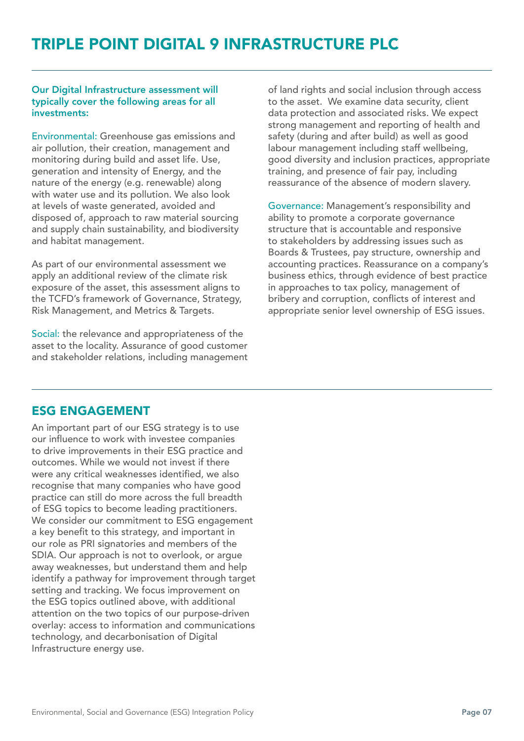# TRIPLE POINT DIGITAL 9 INFRASTRUCTURE PLC

**Our Digital Infrastructure assessment will typically cover the following areas for all investments:**

Environmental: Greenhouse gas emissions and air pollution, their creation, management and monitoring during build and asset life. Use, generation and intensity of Energy, and the nature of the energy (e.g. renewable) along with water use and its pollution. We also look at levels of waste generated, avoided and disposed of, approach to raw material sourcing and supply chain sustainability, and biodiversity and habitat management.

As part of our environmental assessment we apply an additional review of the climate risk exposure of the asset, this assessment aligns to the TCFD's framework of Governance, Strategy, Risk Management, and Metrics & Targets.

Social: the relevance and appropriateness of the asset to the locality. Assurance of good customer and stakeholder relations, including management of land rights and social inclusion through access to the asset. We examine data security, client data protection and associated risks. We expect strong management and reporting of health and safety (during and after build) as well as good labour management including staff wellbeing, good diversity and inclusion practices, appropriate training, and presence of fair pay, including reassurance of the absence of modern slavery.

Governance: Management's responsibility and ability to promote a corporate governance structure that is accountable and responsive to stakeholders by addressing issues such as Boards & Trustees, pay structure, ownership and accounting practices. Reassurance on a company's business ethics, through evidence of best practice in approaches to tax policy, management of bribery and corruption, conflicts of interest and appropriate senior level ownership of ESG issues.

## ESG ENGAGEMENT

An important part of our ESG strategy is to use our influence to work with investee companies to drive improvements in their ESG practice and outcomes. While we would not invest if there were any critical weaknesses identified, we also recognise that many companies who have good practice can still do more across the full breadth of ESG topics to become leading practitioners. We consider our commitment to ESG engagement a key benefit to this strategy, and important in our role as PRI signatories and members of the SDIA. Our approach is not to overlook, or argue away weaknesses, but understand them and help identify a pathway for improvement through target setting and tracking. We focus improvement on the ESG topics outlined above, with additional attention on the two topics of our purpose-driven overlay: access to information and communications technology, and decarbonisation of Digital Infrastructure energy use.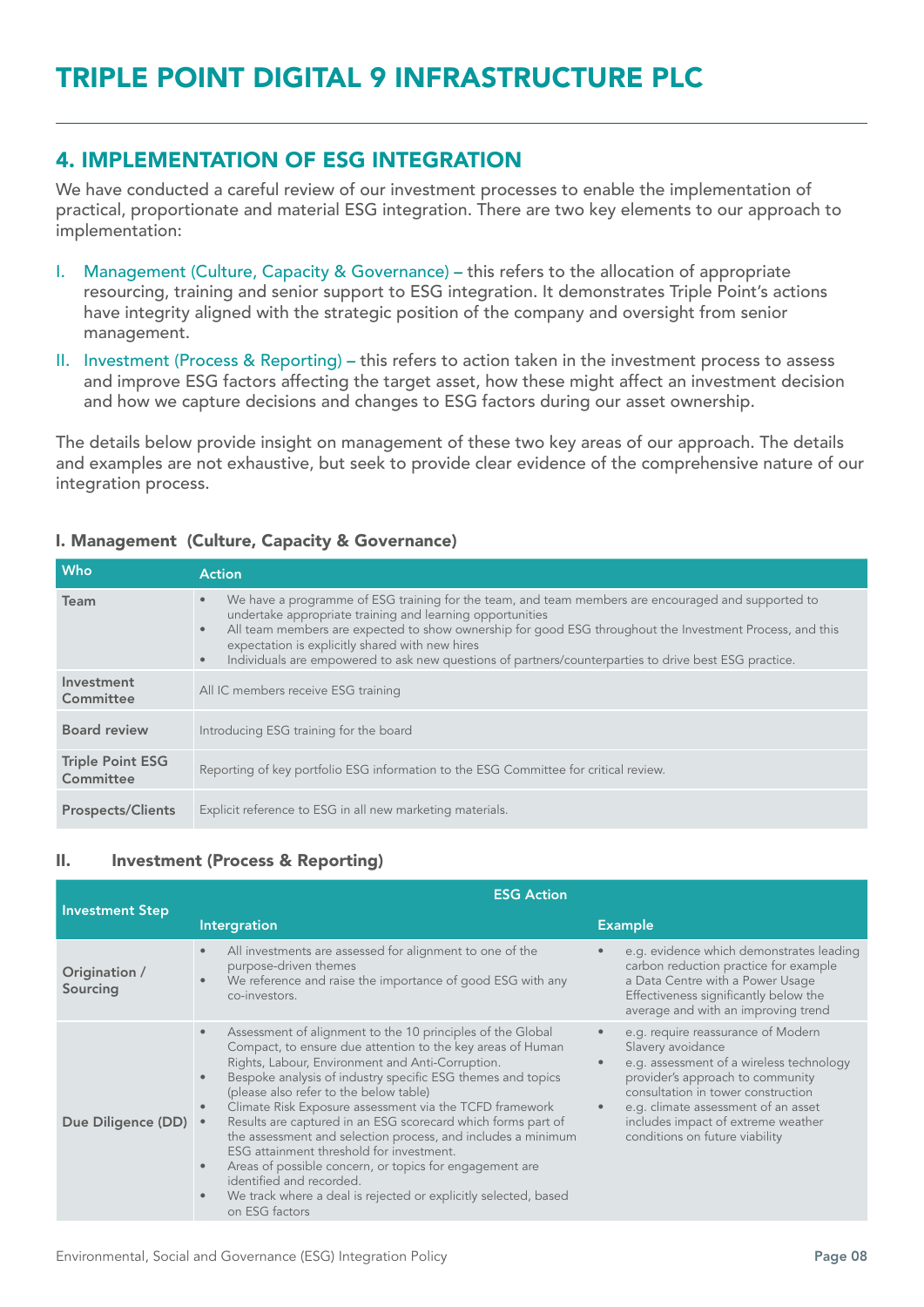## 4. IMPLEMENTATION OF ESG INTEGRATION

We have conducted a careful review of our investment processes to enable the implementation of practical, proportionate and material ESG integration. There are two key elements to our approach to implementation:

I. Management (Culture, Capacity & Governance) – this refers to the allocation of appropriate resourcing, training and senior support to ESG integration. It demonstrates Triple Point's actions have integrity aligned with the strategic position of the company and oversight from senior management.

II. Investment (Process & Reporting) – this refers to action taken in the investment process to assess and improve ESG factors affecting the target asset, how these might affect an investment decision and how we capture decisions and changes to ESG factors during our asset ownership.

The details below provide insight on management of these two key areas of our approach. The details and examples are not exhaustive, but seek to provide clear evidence of the comprehensive nature of our integration process.

### I. Management (Culture, Capacity & Governance)

| Who | Action |
|---|---|
| Team | • We have a programme of ESG training for the team, and team members are encouraged and supported to undertake appropriate training and learning opportunities<br>• All team members are expected to show ownership for good ESG throughout the Investment Process, and this expectation is explicitly shared with new hires<br>• Individuals are empowered to ask new questions of partners/counterparties to drive best ESG practice. |
| Investment Committee | All IC members receive ESG training |
| Board review | Introducing ESG training for the board |
| Triple Point ESG Committee | Reporting of key portfolio ESG information to the ESG Committee for critical review. |
| Prospects/Clients | Explicit reference to ESG in all new marketing materials. |

### II. Investment (Process & Reporting)

| Investment Step | ESG Action | |
|---|---|---|
| | Intergration | Example |
| Origination / Sourcing | • All investments are assessed for alignment to one of the purpose-driven themes<br>• We reference and raise the importance of good ESG with any co-investors. | • e.g. evidence which demonstrates leading carbon reduction practice for example a Data Centre with a Power Usage Effectiveness significantly below the average and with an improving trend |
| Due Diligence (DD) | • Assessment of alignment to the 10 principles of the Global Compact, to ensure due attention to the key areas of Human Rights, Labour, Environment and Anti-Corruption.<br>• Bespoke analysis of industry specific ESG themes and topics (please also refer to the below table)<br>• Climate Risk Exposure assessment via the TCFD framework<br>• Results are captured in an ESG scorecard which forms part of the assessment and selection process, and includes a minimum ESG attainment threshold for investment.<br>• Areas of possible concern, or topics for engagement are identified and recorded.<br>• We track where a deal is rejected or explicitly selected, based on ESG factors | • e.g. require reassurance of Modern Slavery avoidance<br>• e.g. assessment of a wireless technology provider's approach to community consultation in tower construction<br>• e.g. climate assessment of an asset includes impact of extreme weather conditions on future viability |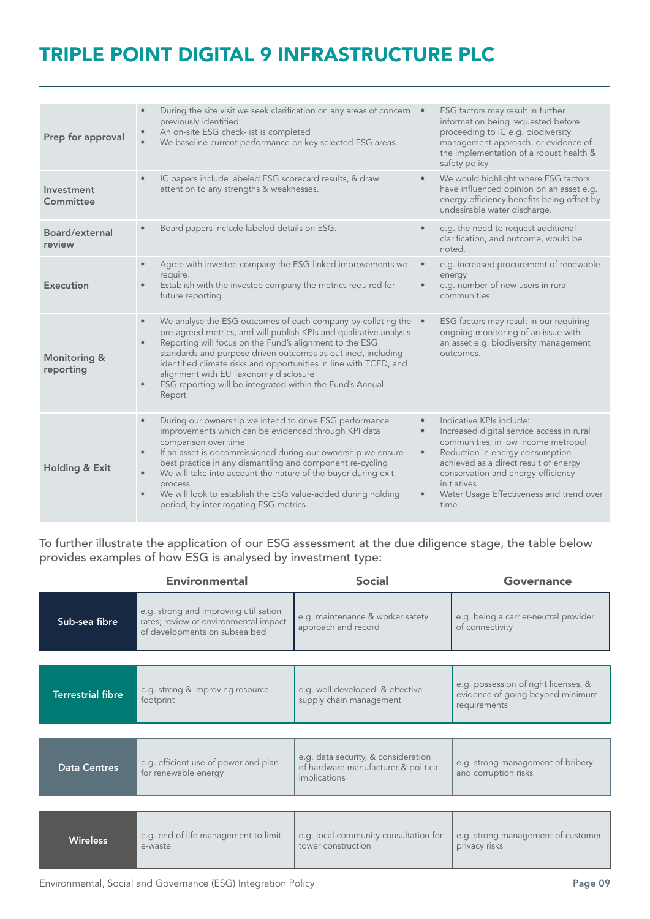# TRIPLE POINT DIGITAL 9 INFRASTRUCTURE PLC

| | | |
|---|---|---|
| **Prep for approval** | • During the site visit we seek clarification on any areas of concern previously identified<br>• An on-site ESG check-list is completed<br>• We baseline current performance on key selected ESG areas. | • ESG factors may result in further information being requested before proceeding to IC e.g. biodiversity management approach, or evidence of the implementation of a robust health & safety policy |
| **Investment Committee** | • IC papers include labeled ESG scorecard results, & draw attention to any strengths & weaknesses. | • We would highlight where ESG factors have influenced opinion on an asset e.g. energy efficiency benefits being offset by undesirable water discharge. |
| **Board/external review** | • Board papers include labeled details on ESG. | • e.g. the need to request additional clarification, and outcome, would be noted. |
| **Execution** | • Agree with investee company the ESG-linked improvements we require.<br>• Establish with the investee company the metrics required for future reporting | • e.g. increased procurement of renewable energy<br>• e.g. number of new users in rural communities |
| **Monitoring & reporting** | • We analyse the ESG outcomes of each company by collating the pre-agreed metrics, and will publish KPIs and qualitative analysis<br>• Reporting will focus on the Fund's alignment to the ESG standards and purpose driven outcomes as outlined, including identified climate risks and opportunities in line with TCFD, and alignment with EU Taxonomy disclosure<br>• ESG reporting will be integrated within the Fund's Annual Report | • ESG factors may result in our requiring ongoing monitoring of an issue with an asset e.g. biodiversity management outcomes. |
| **Holding & Exit** | • During our ownership we intend to drive ESG performance improvements which can be evidenced through KPI data comparison over time<br>• If an asset is decommissioned during our ownership we ensure best practice in any dismantling and component re-cycling<br>• We will take into account the nature of the buyer during exit process<br>• We will look to establish the ESG value-added during holding period, by inter-rogating ESG metrics. | • Indicative KPIs include:<br>• Increased digital service access in rural communities; in low income metropol<br>• Reduction in energy consumption achieved as a direct result of energy conservation and energy efficiency initiatives<br>• Water Usage Effectiveness and trend over time |

To further illustrate the application of our ESG assessment at the due diligence stage, the table below provides examples of how ESG is analysed by investment type:

| | Environmental | Social | Governance |
|---|---|---|---|
| **Sub-sea fibre** | e.g. strong and improving utilisation rates; review of environmental impact of developments on subsea bed | e.g. maintenance & worker safety approach and record | e.g. being a carrier-neutral provider of connectivity |
| **Terrestrial fibre** | e.g. strong & improving resource footprint | e.g. well developed & effective supply chain management | e.g. possession of right licenses, & evidence of going beyond minimum requirements |
| **Data Centres** | e.g. efficient use of power and plan for renewable energy | e.g. data security, & consideration of hardware manufacturer & political implications | e.g. strong management of bribery and corruption risks |
| **Wireless** | e.g. end of life management to limit e-waste | e.g. local community consultation for tower construction | e.g. strong management of customer privacy risks |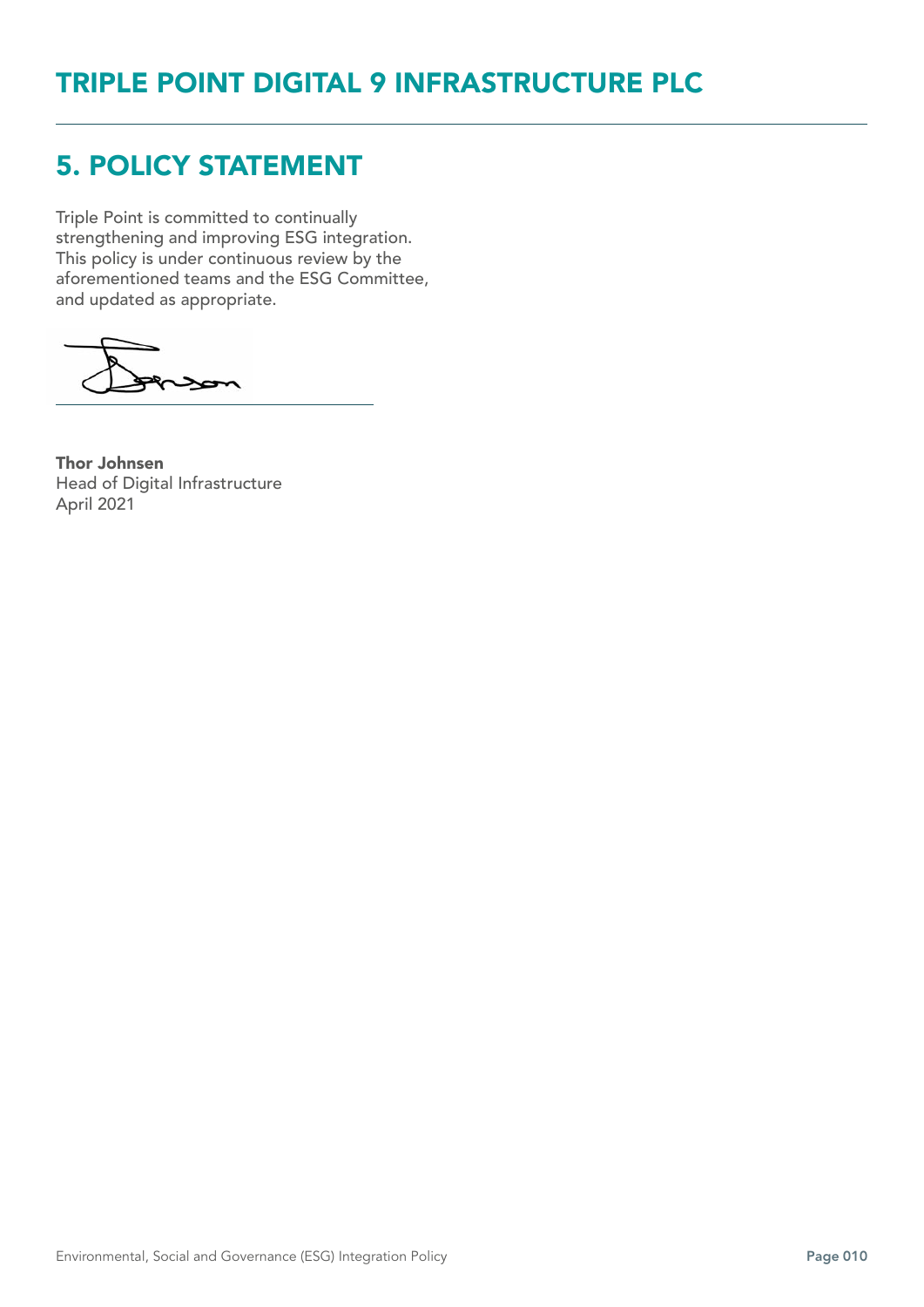## 5. POLICY STATEMENT

Triple Point is committed to continually strengthening and improving ESG integration. This policy is under continuous review by the aforementioned teams and the ESG Committee, and updated as appropriate.

**Thor Johnsen**
Head of Digital Infrastructure
April 2021